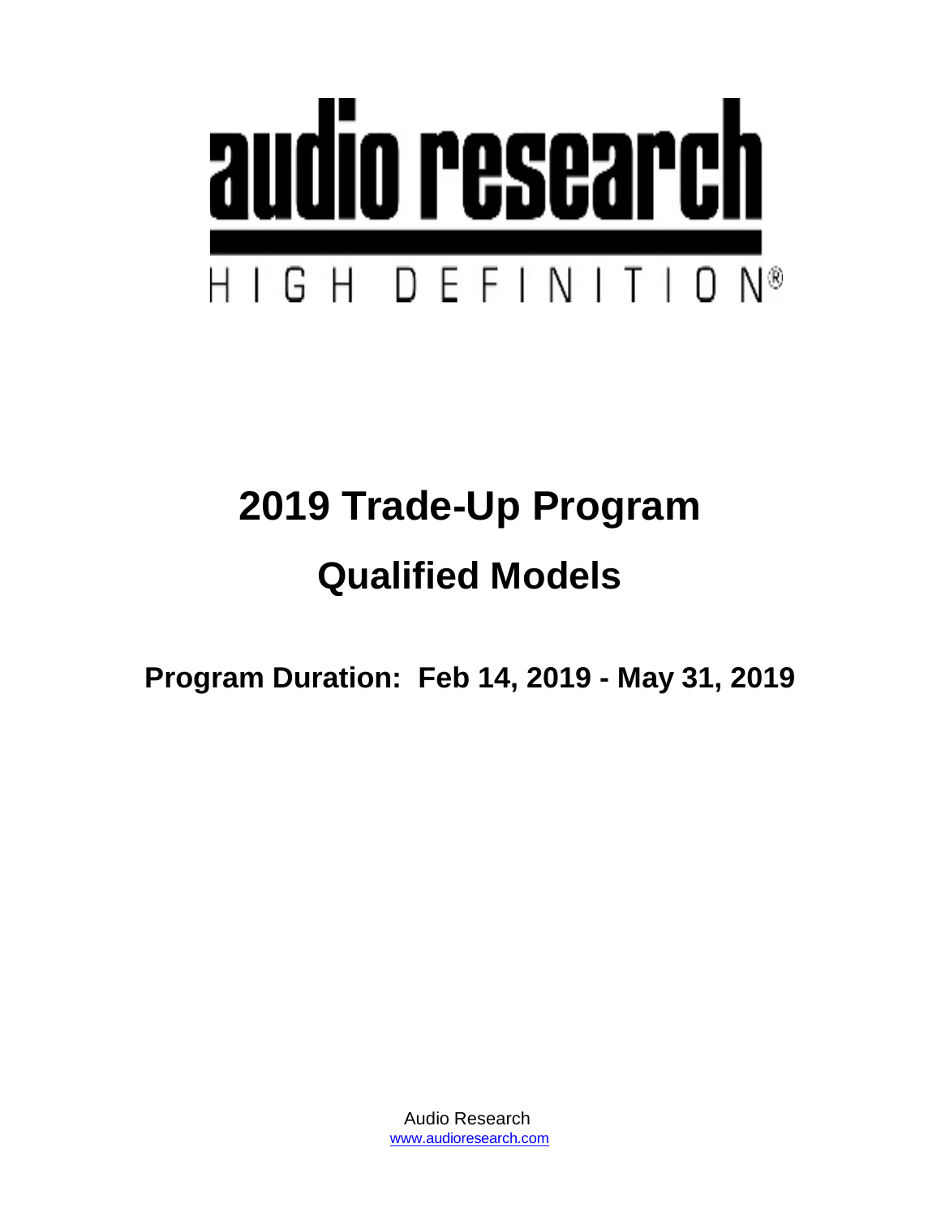audio research

HIGH DEFINITION®

# 2019 Trade-Up Program

# Qualified Models

## Program Duration: Feb 14, 2019 - May 31, 2019

Audio Research
www.audioresearch.com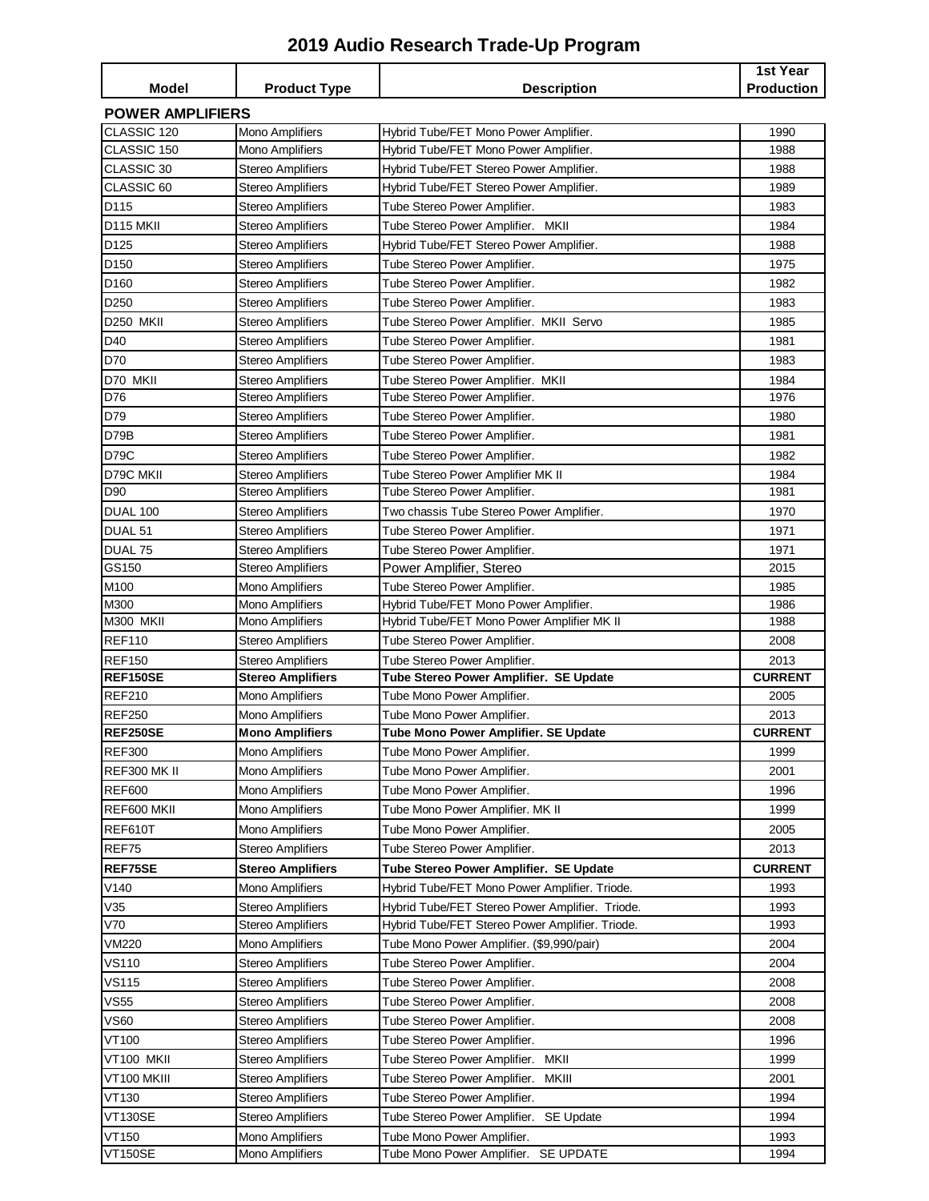# 2019 Audio Research Trade-Up Program

| Model | Product Type | Description | 1st Year Production |
|---|---|---|---|
| **POWER AMPLIFIERS** | | | |
| CLASSIC 120 | Mono Amplifiers | Hybrid Tube/FET Mono Power Amplifier. | 1990 |
| CLASSIC 150 | Mono Amplifiers | Hybrid Tube/FET Mono Power Amplifier. | 1988 |
| CLASSIC 30 | Stereo Amplifiers | Hybrid Tube/FET Stereo Power Amplifier. | 1988 |
| CLASSIC 60 | Stereo Amplifiers | Hybrid Tube/FET Stereo Power Amplifier. | 1989 |
| D115 | Stereo Amplifiers | Tube Stereo Power Amplifier. | 1983 |
| D115 MKII | Stereo Amplifiers | Tube Stereo Power Amplifier. MKII | 1984 |
| D125 | Stereo Amplifiers | Hybrid Tube/FET Stereo Power Amplifier. | 1988 |
| D150 | Stereo Amplifiers | Tube Stereo Power Amplifier. | 1975 |
| D160 | Stereo Amplifiers | Tube Stereo Power Amplifier. | 1982 |
| D250 | Stereo Amplifiers | Tube Stereo Power Amplifier. | 1983 |
| D250 MKII | Stereo Amplifiers | Tube Stereo Power Amplifier. MKII Servo | 1985 |
| D40 | Stereo Amplifiers | Tube Stereo Power Amplifier. | 1981 |
| D70 | Stereo Amplifiers | Tube Stereo Power Amplifier. | 1983 |
| D70 MKII | Stereo Amplifiers | Tube Stereo Power Amplifier. MKII | 1984 |
| D76 | Stereo Amplifiers | Tube Stereo Power Amplifier. | 1976 |
| D79 | Stereo Amplifiers | Tube Stereo Power Amplifier. | 1980 |
| D79B | Stereo Amplifiers | Tube Stereo Power Amplifier. | 1981 |
| D79C | Stereo Amplifiers | Tube Stereo Power Amplifier. | 1982 |
| D79C MKII | Stereo Amplifiers | Tube Stereo Power Amplifier MK II | 1984 |
| D90 | Stereo Amplifiers | Tube Stereo Power Amplifier. | 1981 |
| DUAL 100 | Stereo Amplifiers | Two chassis Tube Stereo Power Amplifier. | 1970 |
| DUAL 51 | Stereo Amplifiers | Tube Stereo Power Amplifier. | 1971 |
| DUAL 75 | Stereo Amplifiers | Tube Stereo Power Amplifier. | 1971 |
| GS150 | Stereo Amplifiers | Power Amplifier, Stereo | 2015 |
| M100 | Mono Amplifiers | Tube Stereo Power Amplifier. | 1985 |
| M300 | Mono Amplifiers | Hybrid Tube/FET Mono Power Amplifier. | 1986 |
| M300 MKII | Mono Amplifiers | Hybrid Tube/FET Mono Power Amplifier MK II | 1988 |
| REF110 | Stereo Amplifiers | Tube Stereo Power Amplifier. | 2008 |
| REF150 | Stereo Amplifiers | Tube Stereo Power Amplifier. | 2013 |
| **REF150SE** | **Stereo Amplifiers** | **Tube Stereo Power Amplifier. SE Update** | **CURRENT** |
| REF210 | Mono Amplifiers | Tube Mono Power Amplifier. | 2005 |
| REF250 | Mono Amplifiers | Tube Mono Power Amplifier. | 2013 |
| **REF250SE** | **Mono Amplifiers** | **Tube Mono Power Amplifier. SE Update** | **CURRENT** |
| REF300 | Mono Amplifiers | Tube Mono Power Amplifier. | 1999 |
| REF300 MK II | Mono Amplifiers | Tube Mono Power Amplifier. | 2001 |
| REF600 | Mono Amplifiers | Tube Mono Power Amplifier. | 1996 |
| REF600 MKII | Mono Amplifiers | Tube Mono Power Amplifier. MK II | 1999 |
| REF610T | Mono Amplifiers | Tube Mono Power Amplifier. | 2005 |
| REF75 | Stereo Amplifiers | Tube Stereo Power Amplifier. | 2013 |
| **REF75SE** | **Stereo Amplifiers** | **Tube Stereo Power Amplifier. SE Update** | **CURRENT** |
| V140 | Mono Amplifiers | Hybrid Tube/FET Mono Power Amplifier. Triode. | 1993 |
| V35 | Stereo Amplifiers | Hybrid Tube/FET Stereo Power Amplifier. Triode. | 1993 |
| V70 | Stereo Amplifiers | Hybrid Tube/FET Stereo Power Amplifier. Triode. | 1993 |
| VM220 | Mono Amplifiers | Tube Mono Power Amplifier. ($9,990/pair) | 2004 |
| VS110 | Stereo Amplifiers | Tube Stereo Power Amplifier. | 2004 |
| VS115 | Stereo Amplifiers | Tube Stereo Power Amplifier. | 2008 |
| VS55 | Stereo Amplifiers | Tube Stereo Power Amplifier. | 2008 |
| VS60 | Stereo Amplifiers | Tube Stereo Power Amplifier. | 2008 |
| VT100 | Stereo Amplifiers | Tube Stereo Power Amplifier. | 1996 |
| VT100 MKII | Stereo Amplifiers | Tube Stereo Power Amplifier. MKII | 1999 |
| VT100 MKIII | Stereo Amplifiers | Tube Stereo Power Amplifier. MKIII | 2001 |
| VT130 | Stereo Amplifiers | Tube Stereo Power Amplifier. | 1994 |
| VT130SE | Stereo Amplifiers | Tube Stereo Power Amplifier. SE Update | 1994 |
| VT150 | Mono Amplifiers | Tube Mono Power Amplifier. | 1993 |
| VT150SE | Mono Amplifiers | Tube Mono Power Amplifier. SE UPDATE | 1994 |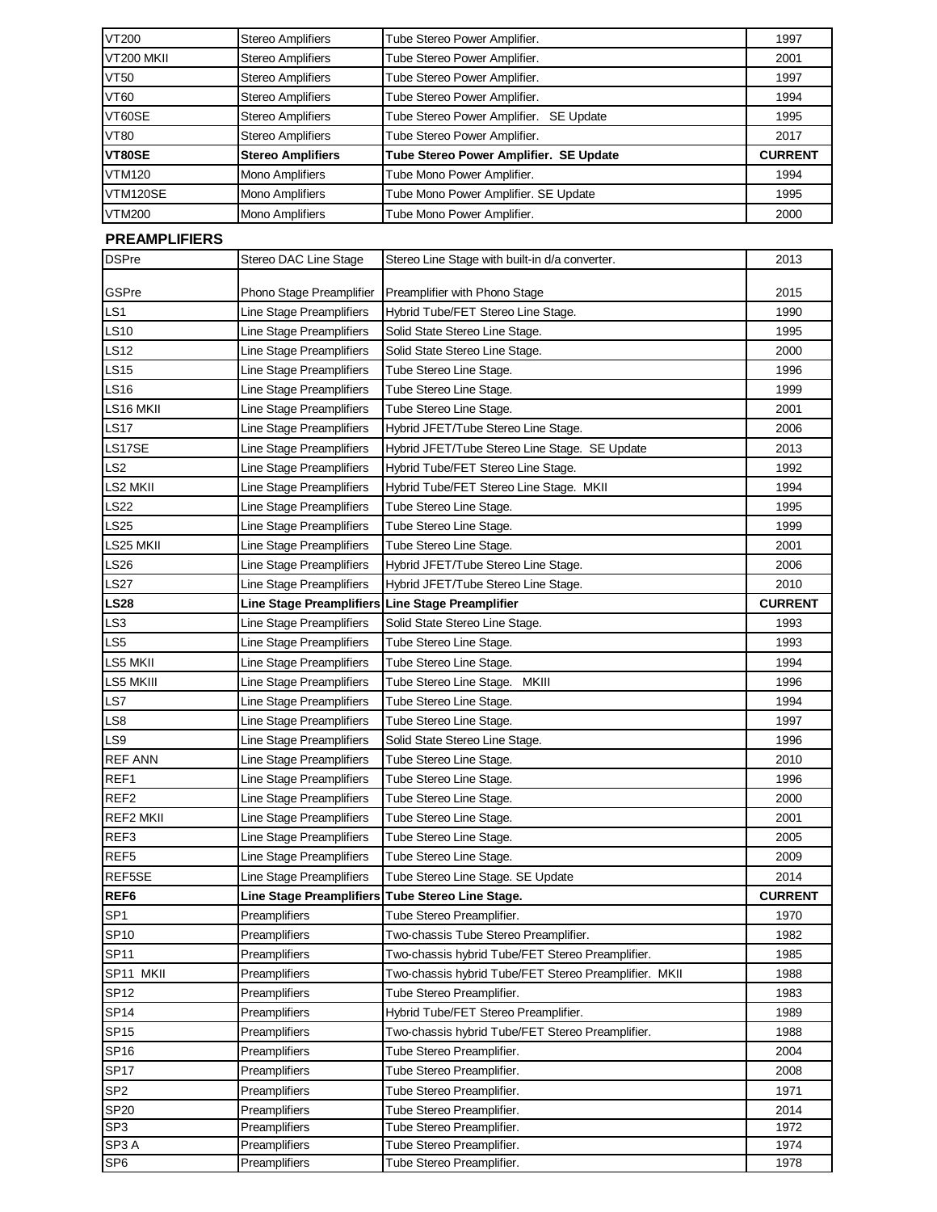| | | | |
|---|---|---|---|
| VT200 | Stereo Amplifiers | Tube Stereo Power Amplifier. | 1997 |
| VT200 MKII | Stereo Amplifiers | Tube Stereo Power Amplifier. | 2001 |
| VT50 | Stereo Amplifiers | Tube Stereo Power Amplifier. | 1997 |
| VT60 | Stereo Amplifiers | Tube Stereo Power Amplifier. | 1994 |
| VT60SE | Stereo Amplifiers | Tube Stereo Power Amplifier. SE Update | 1995 |
| VT80 | Stereo Amplifiers | Tube Stereo Power Amplifier. | 2017 |
| **VT80SE** | **Stereo Amplifiers** | **Tube Stereo Power Amplifier. SE Update** | **CURRENT** |
| VTM120 | Mono Amplifiers | Tube Mono Power Amplifier. | 1994 |
| VTM120SE | Mono Amplifiers | Tube Mono Power Amplifier. SE Update | 1995 |
| VTM200 | Mono Amplifiers | Tube Mono Power Amplifier. | 2000 |

**PREAMPLIFIERS**

| | | | |
|---|---|---|---|
| DSPre | Stereo DAC Line Stage | Stereo Line Stage with built-in d/a converter. | 2013 |
| GSPre | Phono Stage Preamplifier | Preamplifier with Phono Stage | 2015 |
| LS1 | Line Stage Preamplifiers | Hybrid Tube/FET Stereo Line Stage. | 1990 |
| LS10 | Line Stage Preamplifiers | Solid State Stereo Line Stage. | 1995 |
| LS12 | Line Stage Preamplifiers | Solid State Stereo Line Stage. | 2000 |
| LS15 | Line Stage Preamplifiers | Tube Stereo Line Stage. | 1996 |
| LS16 | Line Stage Preamplifiers | Tube Stereo Line Stage. | 1999 |
| LS16 MKII | Line Stage Preamplifiers | Tube Stereo Line Stage. | 2001 |
| LS17 | Line Stage Preamplifiers | Hybrid JFET/Tube Stereo Line Stage. | 2006 |
| LS17SE | Line Stage Preamplifiers | Hybrid JFET/Tube Stereo Line Stage. SE Update | 2013 |
| LS2 | Line Stage Preamplifiers | Hybrid Tube/FET Stereo Line Stage. | 1992 |
| LS2 MKII | Line Stage Preamplifiers | Hybrid Tube/FET Stereo Line Stage. MKII | 1994 |
| LS22 | Line Stage Preamplifiers | Tube Stereo Line Stage. | 1995 |
| LS25 | Line Stage Preamplifiers | Tube Stereo Line Stage. | 1999 |
| LS25 MKII | Line Stage Preamplifiers | Tube Stereo Line Stage. | 2001 |
| LS26 | Line Stage Preamplifiers | Hybrid JFET/Tube Stereo Line Stage. | 2006 |
| LS27 | Line Stage Preamplifiers | Hybrid JFET/Tube Stereo Line Stage. | 2010 |
| **LS28** | **Line Stage Preamplifiers** | **Line Stage Preamplifier** | **CURRENT** |
| LS3 | Line Stage Preamplifiers | Solid State Stereo Line Stage. | 1993 |
| LS5 | Line Stage Preamplifiers | Tube Stereo Line Stage. | 1993 |
| LS5 MKII | Line Stage Preamplifiers | Tube Stereo Line Stage. | 1994 |
| LS5 MKIII | Line Stage Preamplifiers | Tube Stereo Line Stage. MKIII | 1996 |
| LS7 | Line Stage Preamplifiers | Tube Stereo Line Stage. | 1994 |
| LS8 | Line Stage Preamplifiers | Tube Stereo Line Stage. | 1997 |
| LS9 | Line Stage Preamplifiers | Solid State Stereo Line Stage. | 1996 |
| REF ANN | Line Stage Preamplifiers | Tube Stereo Line Stage. | 2010 |
| REF1 | Line Stage Preamplifiers | Tube Stereo Line Stage. | 1996 |
| REF2 | Line Stage Preamplifiers | Tube Stereo Line Stage. | 2000 |
| REF2 MKII | Line Stage Preamplifiers | Tube Stereo Line Stage. | 2001 |
| REF3 | Line Stage Preamplifiers | Tube Stereo Line Stage. | 2005 |
| REF5 | Line Stage Preamplifiers | Tube Stereo Line Stage. | 2009 |
| REF5SE | Line Stage Preamplifiers | Tube Stereo Line Stage. SE Update | 2014 |
| **REF6** | **Line Stage Preamplifiers** | **Tube Stereo Line Stage.** | **CURRENT** |
| SP1 | Preamplifiers | Tube Stereo Preamplifier. | 1970 |
| SP10 | Preamplifiers | Two-chassis Tube Stereo Preamplifier. | 1982 |
| SP11 | Preamplifiers | Two-chassis hybrid Tube/FET Stereo Preamplifier. | 1985 |
| SP11 MKII | Preamplifiers | Two-chassis hybrid Tube/FET Stereo Preamplifier. MKII | 1988 |
| SP12 | Preamplifiers | Tube Stereo Preamplifier. | 1983 |
| SP14 | Preamplifiers | Hybrid Tube/FET Stereo Preamplifier. | 1989 |
| SP15 | Preamplifiers | Two-chassis hybrid Tube/FET Stereo Preamplifier. | 1988 |
| SP16 | Preamplifiers | Tube Stereo Preamplifier. | 2004 |
| SP17 | Preamplifiers | Tube Stereo Preamplifier. | 2008 |
| SP2 | Preamplifiers | Tube Stereo Preamplifier. | 1971 |
| SP20 | Preamplifiers | Tube Stereo Preamplifier. | 2014 |
| SP3 | Preamplifiers | Tube Stereo Preamplifier. | 1972 |
| SP3 A | Preamplifiers | Tube Stereo Preamplifier. | 1974 |
| SP6 | Preamplifiers | Tube Stereo Preamplifier. | 1978 |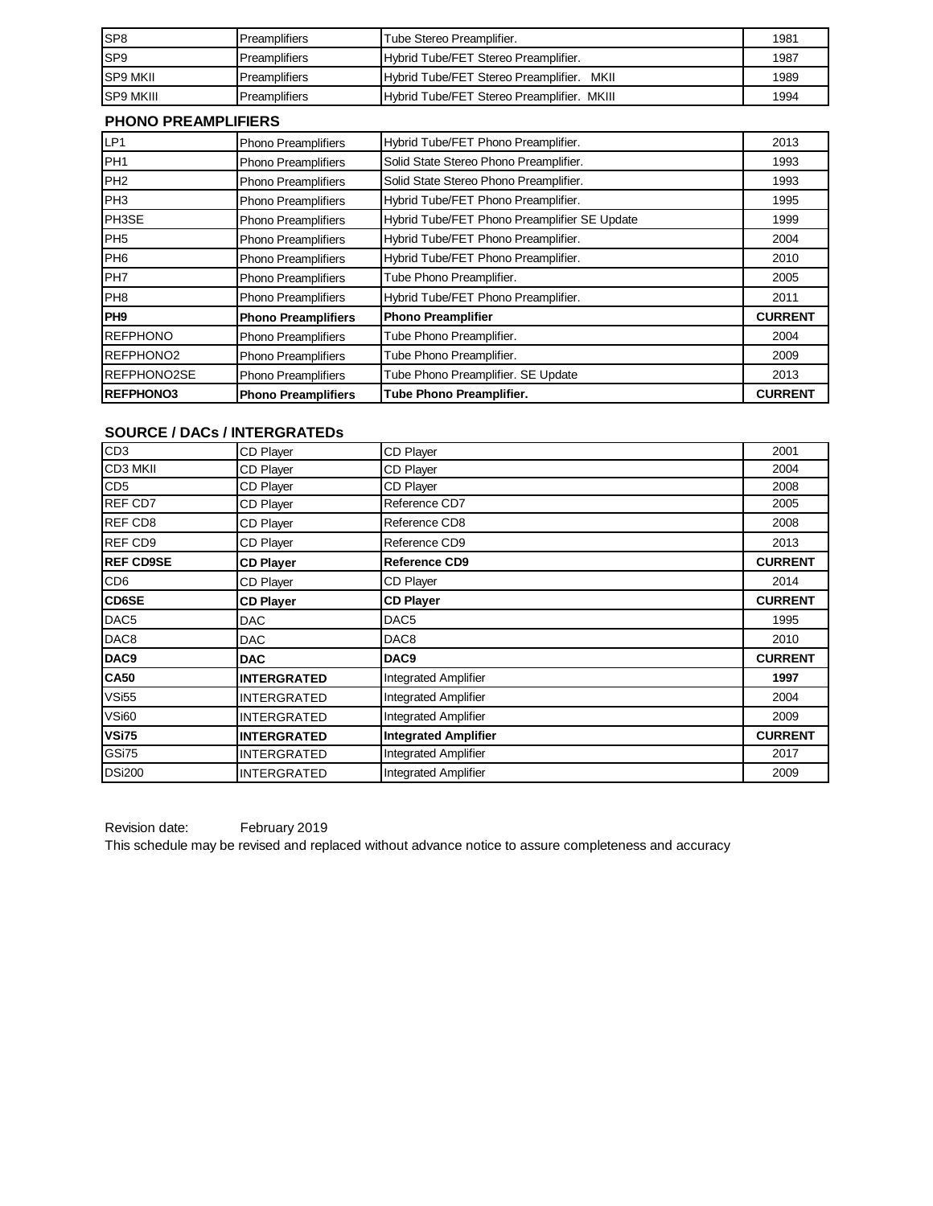| | | | |
|---|---|---|---|
| SP8 | Preamplifiers | Tube Stereo Preamplifier. | 1981 |
| SP9 | Preamplifiers | Hybrid Tube/FET Stereo Preamplifier. | 1987 |
| SP9 MKII | Preamplifiers | Hybrid Tube/FET Stereo Preamplifier. MKII | 1989 |
| SP9 MKIII | Preamplifiers | Hybrid Tube/FET Stereo Preamplifier. MKIII | 1994 |

## PHONO PREAMPLIFIERS

| | | | |
|---|---|---|---|
| LP1 | Phono Preamplifiers | Hybrid Tube/FET Phono Preamplifier. | 2013 |
| PH1 | Phono Preamplifiers | Solid State Stereo Phono Preamplifier. | 1993 |
| PH2 | Phono Preamplifiers | Solid State Stereo Phono Preamplifier. | 1993 |
| PH3 | Phono Preamplifiers | Hybrid Tube/FET Phono Preamplifier. | 1995 |
| PH3SE | Phono Preamplifiers | Hybrid Tube/FET Phono Preamplifier SE Update | 1999 |
| PH5 | Phono Preamplifiers | Hybrid Tube/FET Phono Preamplifier. | 2004 |
| PH6 | Phono Preamplifiers | Hybrid Tube/FET Phono Preamplifier. | 2010 |
| PH7 | Phono Preamplifiers | Tube Phono Preamplifier. | 2005 |
| PH8 | Phono Preamplifiers | Hybrid Tube/FET Phono Preamplifier. | 2011 |
| **PH9** | **Phono Preamplifiers** | **Phono Preamplifier** | **CURRENT** |
| REFPHONO | Phono Preamplifiers | Tube Phono Preamplifier. | 2004 |
| REFPHONO2 | Phono Preamplifiers | Tube Phono Preamplifier. | 2009 |
| REFPHONO2SE | Phono Preamplifiers | Tube Phono Preamplifier. SE Update | 2013 |
| **REFPHONO3** | **Phono Preamplifiers** | **Tube Phono Preamplifier.** | **CURRENT** |

## SOURCE / DACs / INTERGRATEDs

| | | | |
|---|---|---|---|
| CD3 | CD Player | CD Player | 2001 |
| CD3 MKII | CD Player | CD Player | 2004 |
| CD5 | CD Player | CD Player | 2008 |
| REF CD7 | CD Player | Reference CD7 | 2005 |
| REF CD8 | CD Player | Reference CD8 | 2008 |
| REF CD9 | CD Player | Reference CD9 | 2013 |
| **REF CD9SE** | **CD Player** | **Reference CD9** | **CURRENT** |
| CD6 | CD Player | CD Player | 2014 |
| **CD6SE** | **CD Player** | **CD Player** | **CURRENT** |
| DAC5 | DAC | DAC5 | 1995 |
| DAC8 | DAC | DAC8 | 2010 |
| **DAC9** | **DAC** | **DAC9** | **CURRENT** |
| **CA50** | **INTERGRATED** | Integrated Amplifier | **1997** |
| VSi55 | INTERGRATED | Integrated Amplifier | 2004 |
| VSi60 | INTERGRATED | Integrated Amplifier | 2009 |
| **VSi75** | **INTERGRATED** | **Integrated Amplifier** | **CURRENT** |
| GSi75 | INTERGRATED | Integrated Amplifier | 2017 |
| DSi200 | INTERGRATED | Integrated Amplifier | 2009 |

Revision date: February 2019

This schedule may be revised and replaced without advance notice to assure completeness and accuracy